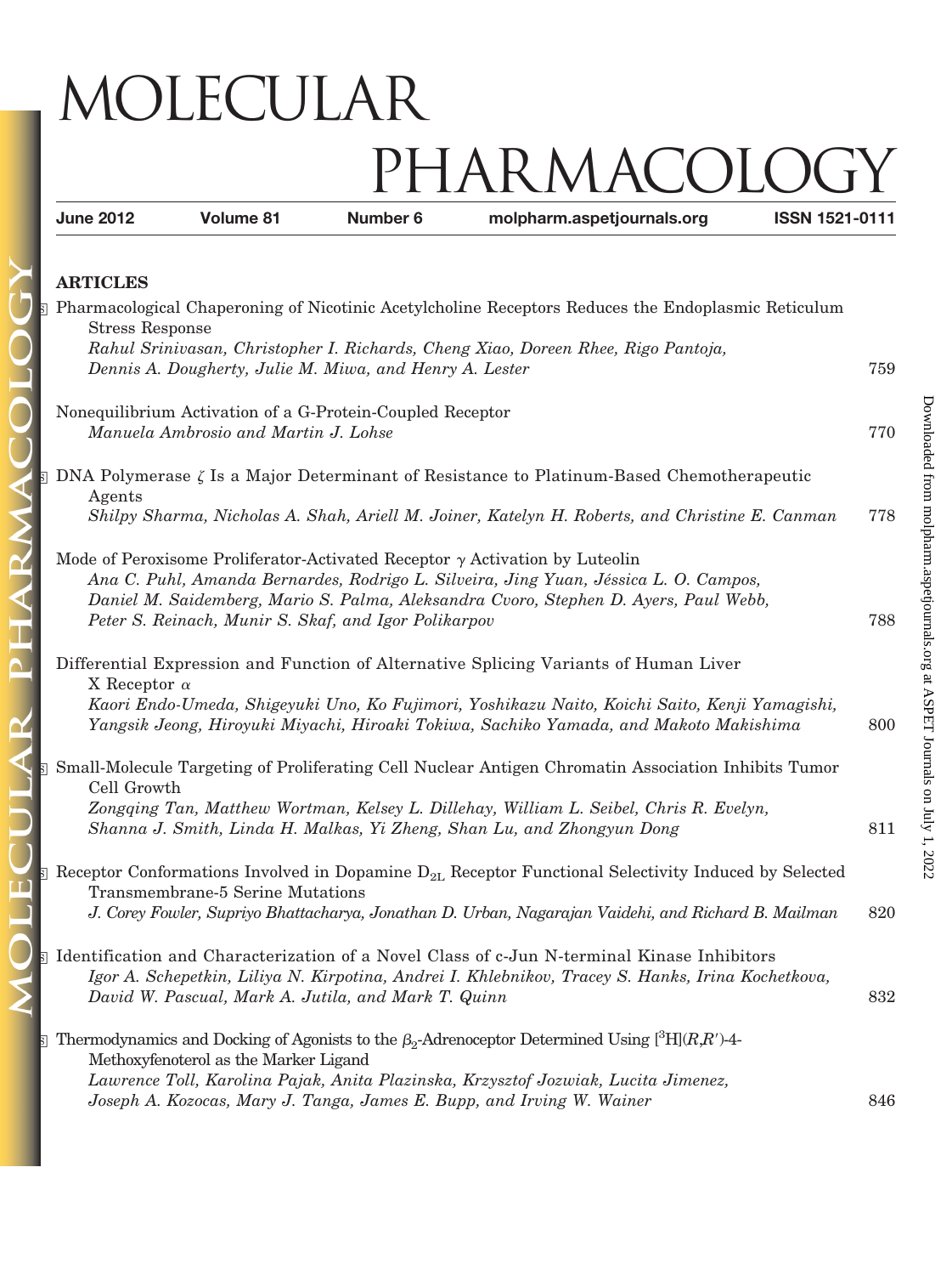# MOLECULAR PHARMACOLOGY

**June 2012** **Volume 81** **Number 6** **molpharm.aspetjournals.org** **ISSN 1521-0111**

## ARTICLES

Pharmacological Chaperoning of Nicotinic Acetylcholine Receptors Reduces the Endoplasmic Reticulum Stress Response
*Rahul Srinivasan, Christopher I. Richards, Cheng Xiao, Doreen Rhee, Rigo Pantoja, Dennis A. Dougherty, Julie M. Miwa, and Henry A. Lester* 759

Nonequilibrium Activation of a G-Protein-Coupled Receptor
*Manuela Ambrosio and Martin J. Lohse* 770

DNA Polymerase ζ Is a Major Determinant of Resistance to Platinum-Based Chemotherapeutic Agents
*Shilpy Sharma, Nicholas A. Shah, Ariell M. Joiner, Katelyn H. Roberts, and Christine E. Canman* 778

Mode of Peroxisome Proliferator-Activated Receptor γ Activation by Luteolin
*Ana C. Puhl, Amanda Bernardes, Rodrigo L. Silveira, Jing Yuan, Jéssica L. O. Campos, Daniel M. Saidemberg, Mario S. Palma, Aleksandra Cvoro, Stephen D. Ayers, Paul Webb, Peter S. Reinach, Munir S. Skaf, and Igor Polikarpov* 788

Differential Expression and Function of Alternative Splicing Variants of Human Liver X Receptor α
*Kaori Endo-Umeda, Shigeyuki Uno, Ko Fujimori, Yoshikazu Naito, Koichi Saito, Kenji Yamagishi, Yangsik Jeong, Hiroyuki Miyachi, Hiroaki Tokiwa, Sachiko Yamada, and Makoto Makishima* 800

Small-Molecule Targeting of Proliferating Cell Nuclear Antigen Chromatin Association Inhibits Tumor Cell Growth
*Zongqing Tan, Matthew Wortman, Kelsey L. Dillehay, William L. Seibel, Chris R. Evelyn, Shanna J. Smith, Linda H. Malkas, Yi Zheng, Shan Lu, and Zhongyun Dong* 811

Receptor Conformations Involved in Dopamine $D_{2L}$ Receptor Functional Selectivity Induced by Selected Transmembrane-5 Serine Mutations
*J. Corey Fowler, Supriyo Bhattacharya, Jonathan D. Urban, Nagarajan Vaidehi, and Richard B. Mailman* 820

Identification and Characterization of a Novel Class of c-Jun N-terminal Kinase Inhibitors
*Igor A. Schepetkin, Liliya N. Kirpotina, Andrei I. Khlebnikov, Tracey S. Hanks, Irina Kochetkova, David W. Pascual, Mark A. Jutila, and Mark T. Quinn* 832

Thermodynamics and Docking of Agonists to the $\beta_2$-Adrenoceptor Determined Using $[^3H](R,R')$-4-Methoxyfenoterol as the Marker Ligand
*Lawrence Toll, Karolina Pajak, Anita Plazinska, Krzysztof Jozwiak, Lucita Jimenez, Joseph A. Kozocas, Mary J. Tanga, James E. Bupp, and Irving W. Wainer* 846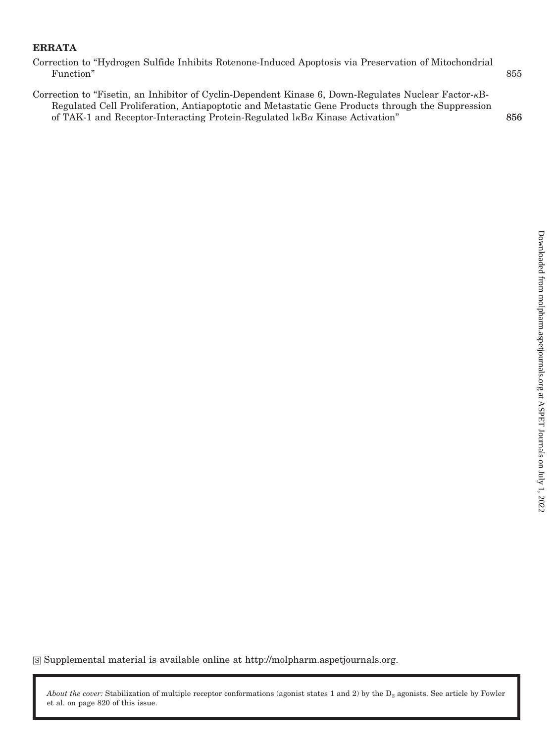## ERRATA

Correction to "Hydrogen Sulfide Inhibits Rotenone-Induced Apoptosis via Preservation of Mitochondrial Function" 855

Correction to "Fisetin, an Inhibitor of Cyclin-Dependent Kinase 6, Down-Regulates Nuclear Factor-κB-Regulated Cell Proliferation, Antiapoptotic and Metastatic Gene Products through the Suppression of TAK-1 and Receptor-Interacting Protein-Regulated IκBα Kinase Activation" 856

S Supplemental material is available online at http://molpharm.aspetjournals.org.

*About the cover:* Stabilization of multiple receptor conformations (agonist states 1 and 2) by the $D_2$ agonists. See article by Fowler et al. on page 820 of this issue.